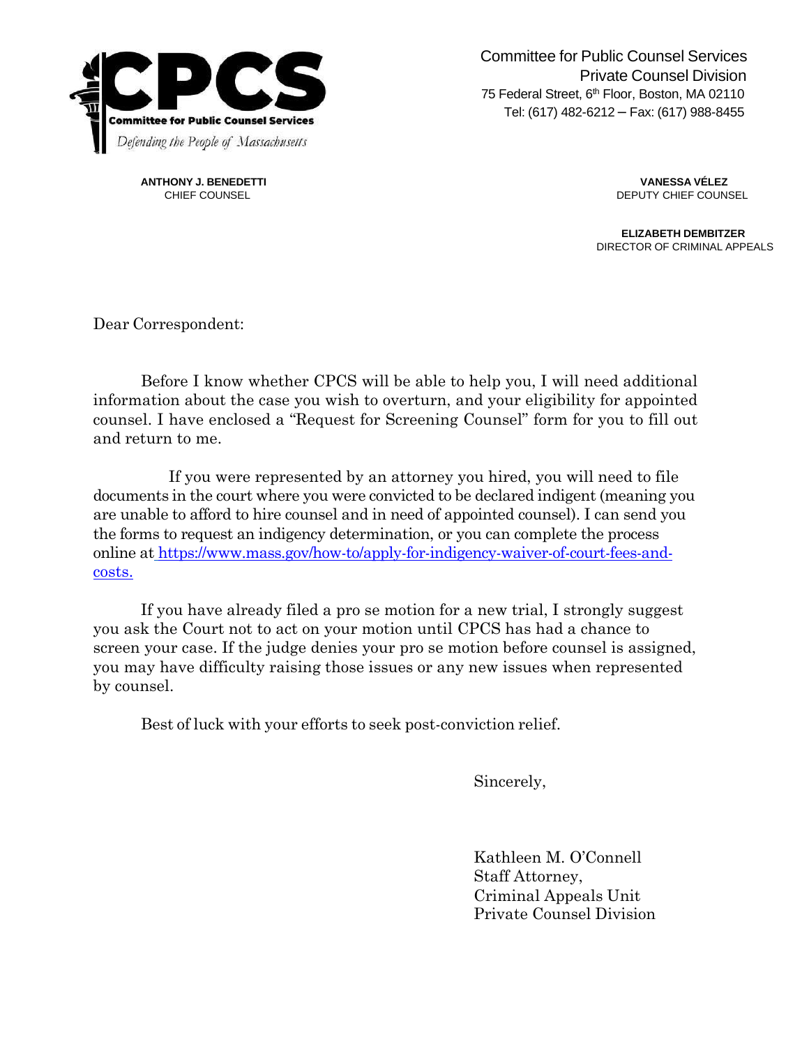**CPCS**

**Committee for Public Counsel Services**

*Defending the People of Massachusetts*

Committee for Public Counsel Services
Private Counsel Division
75 Federal Street, 6th Floor, Boston, MA 02110
Tel: (617) 482-6212 – Fax: (617) 988-8455

**ANTHONY J. BENEDETTI**
CHIEF COUNSEL

**VANESSA VÉLEZ**
DEPUTY CHIEF COUNSEL

**ELIZABETH DEMBITZER**
DIRECTOR OF CRIMINAL APPEALS

Dear Correspondent:

Before I know whether CPCS will be able to help you, I will need additional information about the case you wish to overturn, and your eligibility for appointed counsel. I have enclosed a "Request for Screening Counsel" form for you to fill out and return to me.

If you were represented by an attorney you hired, you will need to file documents in the court where you were convicted to be declared indigent (meaning you are unable to afford to hire counsel and in need of appointed counsel). I can send you the forms to request an indigency determination, or you can complete the process online at [https://www.mass.gov/how-to/apply-for-indigency-waiver-of-court-fees-and-costs.](https://www.mass.gov/how-to/apply-for-indigency-waiver-of-court-fees-and-costs)

If you have already filed a pro se motion for a new trial, I strongly suggest you ask the Court not to act on your motion until CPCS has had a chance to screen your case. If the judge denies your pro se motion before counsel is assigned, you may have difficulty raising those issues or any new issues when represented by counsel.

Best of luck with your efforts to seek post-conviction relief.

Sincerely,

Kathleen M. O'Connell
Staff Attorney,
Criminal Appeals Unit
Private Counsel Division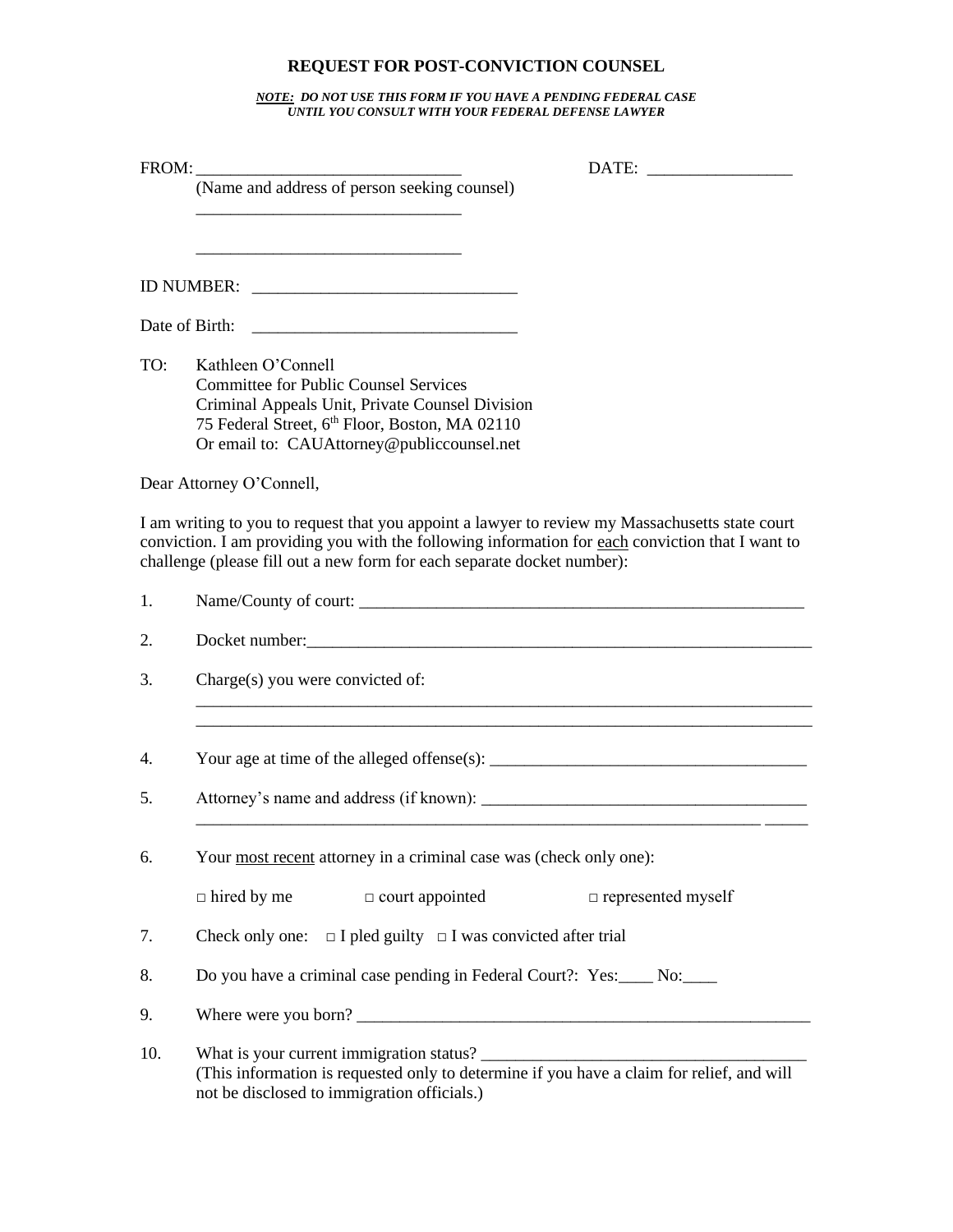# REQUEST FOR POST-CONVICTION COUNSEL

***NOTE:** DO NOT USE THIS FORM IF YOU HAVE A PENDING FEDERAL CASE UNTIL YOU CONSULT WITH YOUR FEDERAL DEFENSE LAWYER*

FROM: _______________________________ DATE: _________________

(Name and address of person seeking counsel)

_______________________________

_______________________________

ID NUMBER: _______________________________

Date of Birth: _______________________________

TO: Kathleen O'Connell
Committee for Public Counsel Services
Criminal Appeals Unit, Private Counsel Division
75 Federal Street, 6th Floor, Boston, MA 02110
Or email to: CAUAttorney@publiccounsel.net

Dear Attorney O'Connell,

I am writing to you to request that you appoint a lawyer to review my Massachusetts state court conviction. I am providing you with the following information for each conviction that I want to challenge (please fill out a new form for each separate docket number):

1. Name/County of court: _______________________________________________________

2. Docket number:_____________________________________________________________

3. Charge(s) you were convicted of:
_____________________________________________________________________________
_____________________________________________________________________________

4. Your age at time of the alleged offense(s): _____________________________________

5. Attorney's name and address (if known): _______________________________________
_____________________________________________________________________ _____

6. Your most recent attorney in a criminal case was (check only one):

   □ hired by me □ court appointed □ represented myself

7. Check only one: □ I pled guilty □ I was convicted after trial

8. Do you have a criminal case pending in Federal Court?: Yes:____ No:____

9. Where were you born? ______________________________________________________

10. What is your current immigration status? ______________________________________
(This information is requested only to determine if you have a claim for relief, and will not be disclosed to immigration officials.)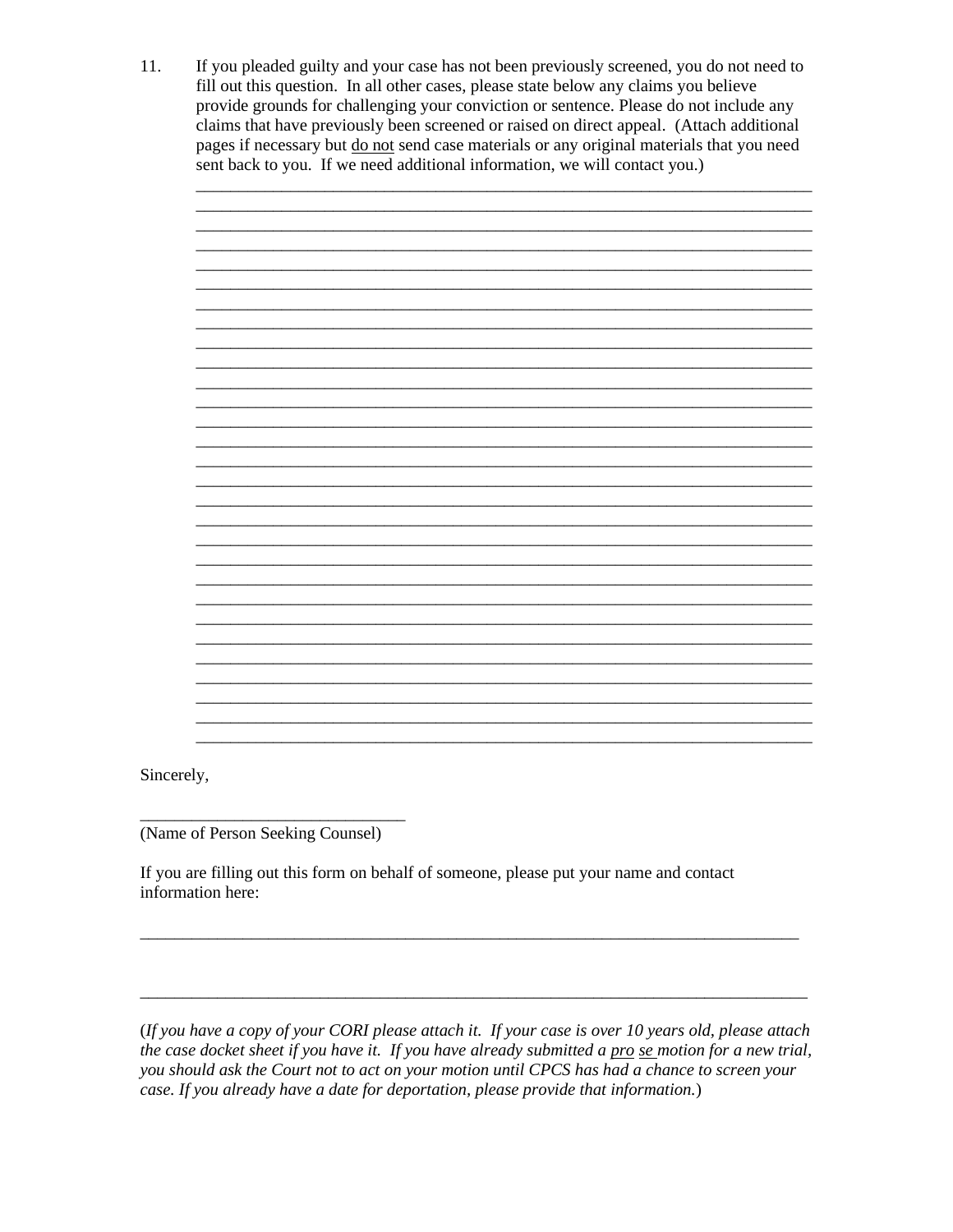11. If you pleaded guilty and your case has not been previously screened, you do not need to fill out this question. In all other cases, please state below any claims you believe provide grounds for challenging your conviction or sentence. Please do not include any claims that have previously been screened or raised on direct appeal. (Attach additional pages if necessary but <u>do not</u> send case materials or any original materials that you need sent back to you. If we need additional information, we will contact you.)

____________________________________________________________________________
____________________________________________________________________________
____________________________________________________________________________
____________________________________________________________________________
____________________________________________________________________________
____________________________________________________________________________
____________________________________________________________________________
____________________________________________________________________________
____________________________________________________________________________
____________________________________________________________________________
____________________________________________________________________________
____________________________________________________________________________
____________________________________________________________________________
____________________________________________________________________________
____________________________________________________________________________
____________________________________________________________________________
____________________________________________________________________________
____________________________________________________________________________
____________________________________________________________________________
____________________________________________________________________________
____________________________________________________________________________
____________________________________________________________________________
____________________________________________________________________________
____________________________________________________________________________
____________________________________________________________________________
____________________________________________________________________________
____________________________________________________________________________
____________________________________________________________________________
____________________________________________________________________________

Sincerely,

________________________________
(Name of Person Seeking Counsel)

If you are filling out this form on behalf of someone, please put your name and contact information here:

________________________________________________________________________________

________________________________________________________________________________

(*If you have a copy of your CORI please attach it. If your case is over 10 years old, please attach the case docket sheet if you have it. If you have already submitted a <u>pro</u> <u>se</u> motion for a new trial, you should ask the Court not to act on your motion until CPCS has had a chance to screen your case. If you already have a date for deportation, please provide that information.*)